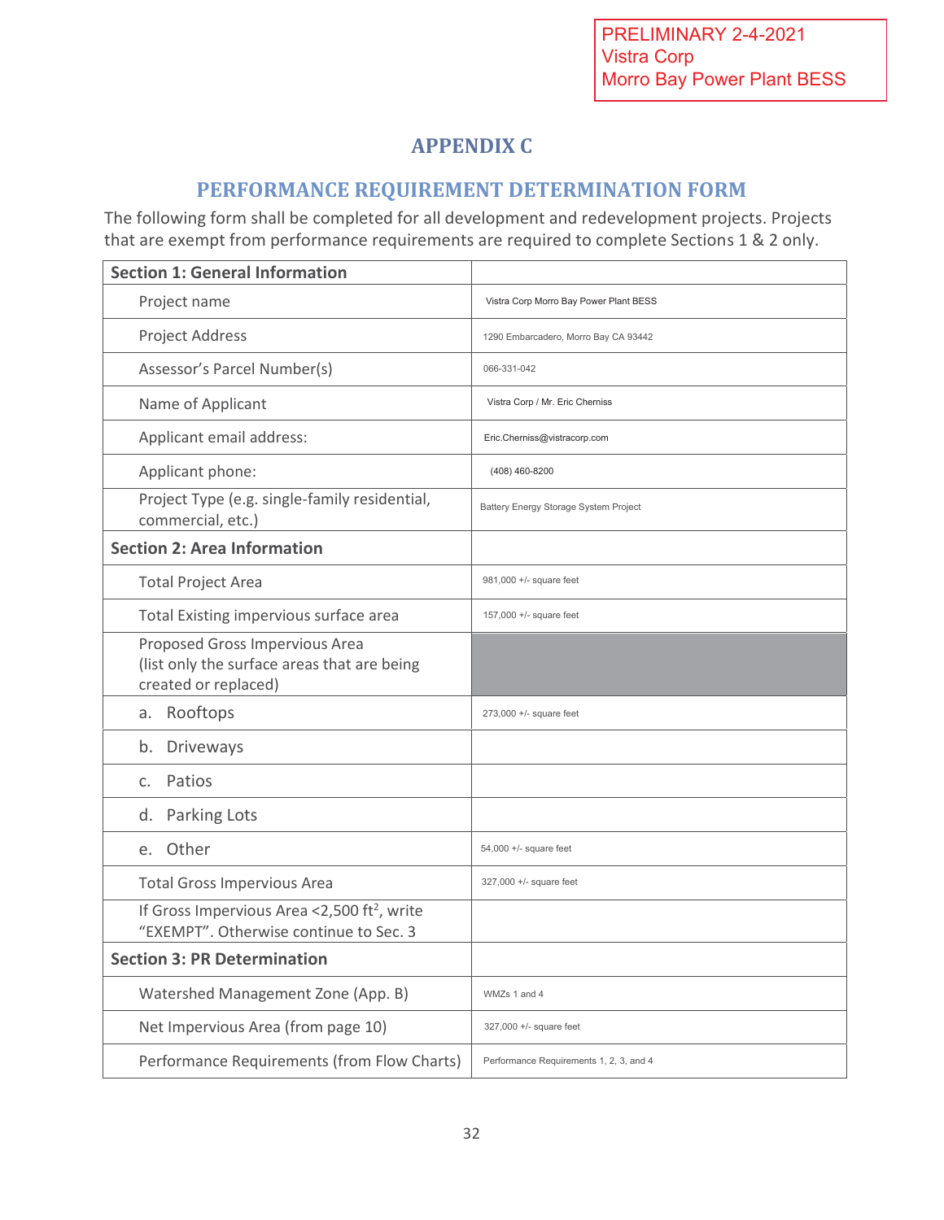PRELIMINARY 2-4-2021
Vistra Corp
Morro Bay Power Plant BESS

# APPENDIX C

## PERFORMANCE REQUIREMENT DETERMINATION FORM

The following form shall be completed for all development and redevelopment projects. Projects that are exempt from performance requirements are required to complete Sections 1 & 2 only.

| **Section 1: General Information** | |
|---|---|
| Project name | Vistra Corp Morro Bay Power Plant BESS |
| Project Address | 1290 Embarcadero, Morro Bay CA 93442 |
| Assessor's Parcel Number(s) | 066-331-042 |
| Name of Applicant | Vistra Corp / Mr. Eric Cherniss |
| Applicant email address: | Eric.Cherniss@vistracorp.com |
| Applicant phone: | (408) 460-8200 |
| Project Type (e.g. single-family residential, commercial, etc.) | Battery Energy Storage System Project |
| **Section 2: Area Information** | |
| Total Project Area | 981,000 +/- square feet |
| Total Existing impervious surface area | 157,000 +/- square feet |
| Proposed Gross Impervious Area (list only the surface areas that are being created or replaced) | |
| a. Rooftops | 273,000 +/- square feet |
| b. Driveways | |
| c. Patios | |
| d. Parking Lots | |
| e. Other | 54,000 +/- square feet |
| Total Gross Impervious Area | 327,000 +/- square feet |
| If Gross Impervious Area <2,500 ft², write "EXEMPT". Otherwise continue to Sec. 3 | |
| **Section 3: PR Determination** | |
| Watershed Management Zone (App. B) | WMZs 1 and 4 |
| Net Impervious Area (from page 10) | 327,000 +/- square feet |
| Performance Requirements (from Flow Charts) | Performance Requirements 1, 2, 3, and 4 |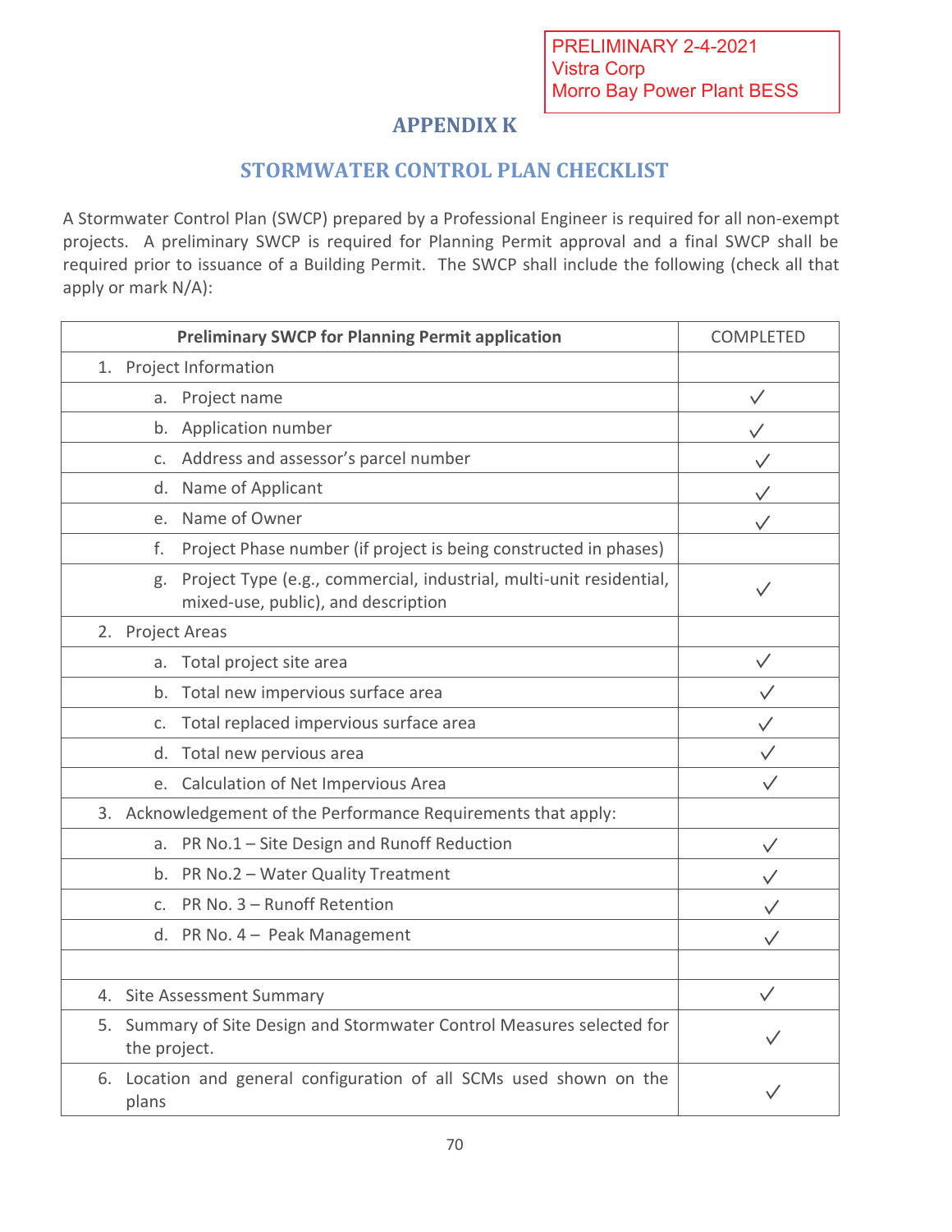PRELIMINARY 2-4-2021
Vistra Corp
Morro Bay Power Plant BESS

# APPENDIX K

## STORMWATER CONTROL PLAN CHECKLIST

A Stormwater Control Plan (SWCP) prepared by a Professional Engineer is required for all non-exempt projects. A preliminary SWCP is required for Planning Permit approval and a final SWCP shall be required prior to issuance of a Building Permit. The SWCP shall include the following (check all that apply or mark N/A):

| **Preliminary SWCP for Planning Permit application** | COMPLETED |
|---|---|
| 1. Project Information | |
| a. Project name | ✓ |
| b. Application number | ✓ |
| c. Address and assessor's parcel number | ✓ |
| d. Name of Applicant | ✓ |
| e. Name of Owner | ✓ |
| f. Project Phase number (if project is being constructed in phases) | |
| g. Project Type (e.g., commercial, industrial, multi-unit residential, mixed-use, public), and description | ✓ |
| 2. Project Areas | |
| a. Total project site area | ✓ |
| b. Total new impervious surface area | ✓ |
| c. Total replaced impervious surface area | ✓ |
| d. Total new pervious area | ✓ |
| e. Calculation of Net Impervious Area | ✓ |
| 3. Acknowledgement of the Performance Requirements that apply: | |
| a. PR No.1 – Site Design and Runoff Reduction | ✓ |
| b. PR No.2 – Water Quality Treatment | ✓ |
| c. PR No. 3 – Runoff Retention | ✓ |
| d. PR No. 4 – Peak Management | ✓ |
| | |
| 4. Site Assessment Summary | ✓ |
| 5. Summary of Site Design and Stormwater Control Measures selected for the project. | ✓ |
| 6. Location and general configuration of all SCMs used shown on the plans | ✓ |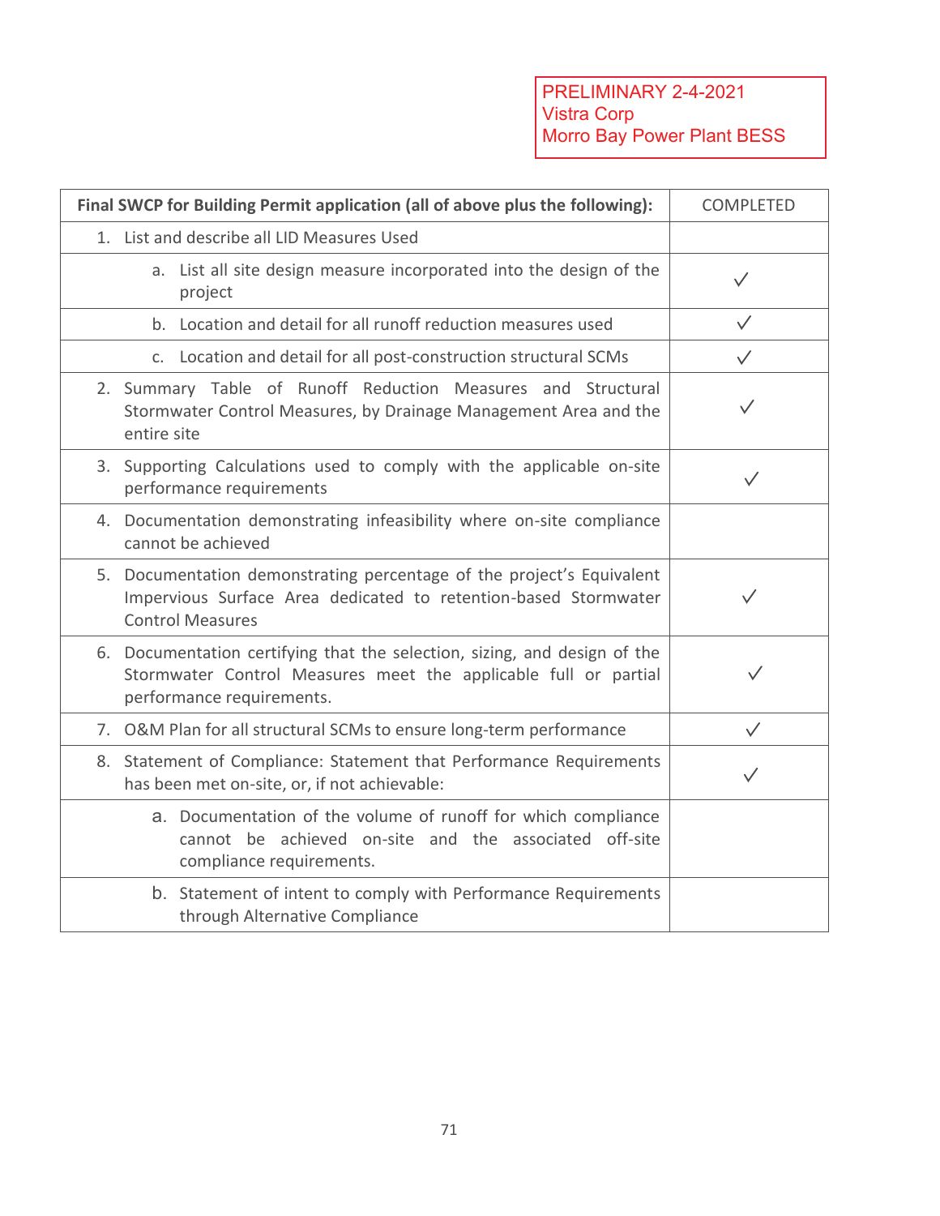PRELIMINARY 2-4-2021
Vistra Corp
Morro Bay Power Plant BESS

| Final SWCP for Building Permit application (all of above plus the following): | COMPLETED |
|---|---|
| 1. List and describe all LID Measures Used | |
| a. List all site design measure incorporated into the design of the project | ✓ |
| b. Location and detail for all runoff reduction measures used | ✓ |
| c. Location and detail for all post-construction structural SCMs | ✓ |
| 2. Summary Table of Runoff Reduction Measures and Structural Stormwater Control Measures, by Drainage Management Area and the entire site | ✓ |
| 3. Supporting Calculations used to comply with the applicable on-site performance requirements | ✓ |
| 4. Documentation demonstrating infeasibility where on-site compliance cannot be achieved | |
| 5. Documentation demonstrating percentage of the project's Equivalent Impervious Surface Area dedicated to retention-based Stormwater Control Measures | ✓ |
| 6. Documentation certifying that the selection, sizing, and design of the Stormwater Control Measures meet the applicable full or partial performance requirements. | ✓ |
| 7. O&M Plan for all structural SCMs to ensure long-term performance | ✓ |
| 8. Statement of Compliance: Statement that Performance Requirements has been met on-site, or, if not achievable: | ✓ |
| a. Documentation of the volume of runoff for which compliance cannot be achieved on-site and the associated off-site compliance requirements. | |
| b. Statement of intent to comply with Performance Requirements through Alternative Compliance | |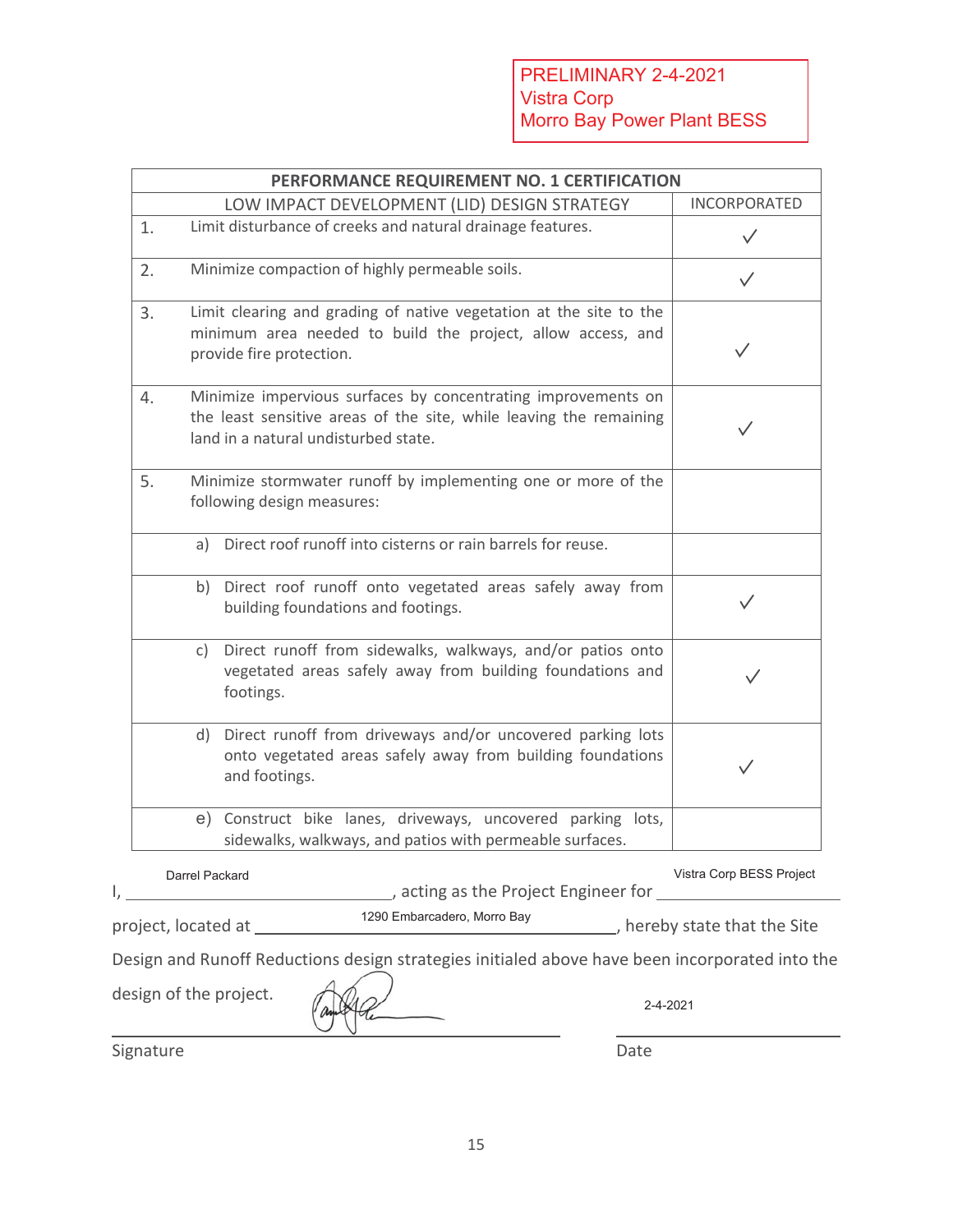PRELIMINARY 2-4-2021
Vistra Corp
Morro Bay Power Plant BESS

| PERFORMANCE REQUIREMENT NO. 1 CERTIFICATION | |
|---|---|
| LOW IMPACT DEVELOPMENT (LID) DESIGN STRATEGY | INCORPORATED |
| 1. Limit disturbance of creeks and natural drainage features. | ✓ |
| 2. Minimize compaction of highly permeable soils. | ✓ |
| 3. Limit clearing and grading of native vegetation at the site to the minimum area needed to build the project, allow access, and provide fire protection. | ✓ |
| 4. Minimize impervious surfaces by concentrating improvements on the least sensitive areas of the site, while leaving the remaining land in a natural undisturbed state. | ✓ |
| 5. Minimize stormwater runoff by implementing one or more of the following design measures: | |
| a) Direct roof runoff into cisterns or rain barrels for reuse. | |
| b) Direct roof runoff onto vegetated areas safely away from building foundations and footings. | ✓ |
| c) Direct runoff from sidewalks, walkways, and/or patios onto vegetated areas safely away from building foundations and footings. | ✓ |
| d) Direct runoff from driveways and/or uncovered parking lots onto vegetated areas safely away from building foundations and footings. | ✓ |
| e) Construct bike lanes, driveways, uncovered parking lots, sidewalks, walkways, and patios with permeable surfaces. | |

I, Darrel Packard, acting as the Project Engineer for Vistra Corp BESS Project project, located at 1290 Embarcadero, Morro Bay, hereby state that the Site Design and Runoff Reductions design strategies initialed above have been incorporated into the design of the project.

Signature: [signature]

Date: 2-4-2021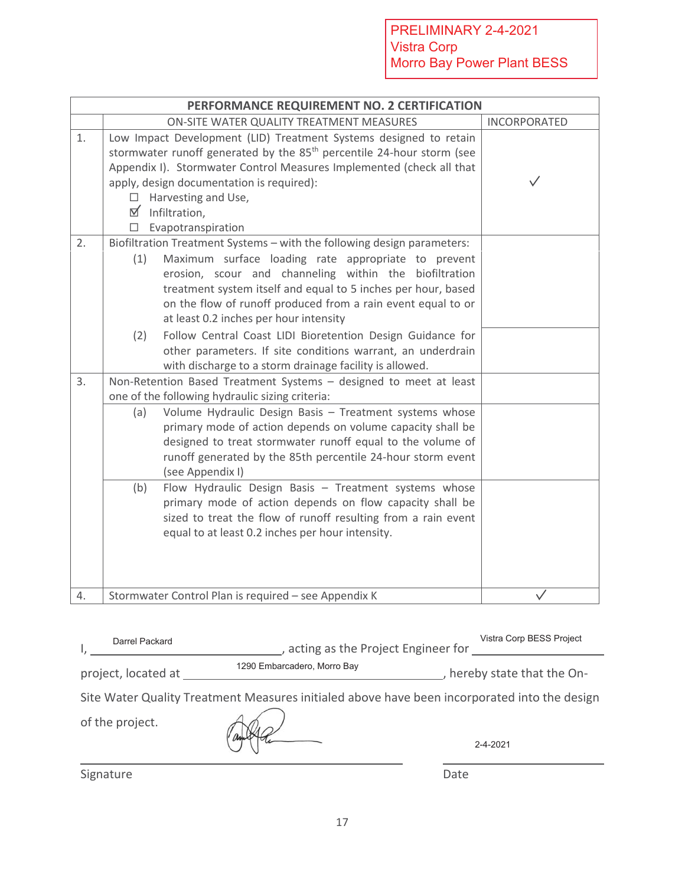PRELIMINARY 2-4-2021
Vistra Corp
Morro Bay Power Plant BESS

| PERFORMANCE REQUIREMENT NO. 2 CERTIFICATION | | |
|---|---|---|
| | ON-SITE WATER QUALITY TREATMENT MEASURES | INCORPORATED |
| 1. | Low Impact Development (LID) Treatment Systems designed to retain stormwater runoff generated by the 85[th] percentile 24-hour storm (see Appendix I). Stormwater Control Measures Implemented (check all that apply, design documentation is required):<br>☐ Harvesting and Use,<br>☑ Infiltration,<br>☐ Evapotranspiration | ✓ |
| 2. | Biofiltration Treatment Systems – with the following design parameters:<br>(1) Maximum surface loading rate appropriate to prevent erosion, scour and channeling within the biofiltration treatment system itself and equal to 5 inches per hour, based on the flow of runoff produced from a rain event equal to or at least 0.2 inches per hour intensity | |
| | (2) Follow Central Coast LIDI Bioretention Design Guidance for other parameters. If site conditions warrant, an underdrain with discharge to a storm drainage facility is allowed. | |
| 3. | Non-Retention Based Treatment Systems – designed to meet at least one of the following hydraulic sizing criteria: | |
| | (a) Volume Hydraulic Design Basis – Treatment systems whose primary mode of action depends on volume capacity shall be designed to treat stormwater runoff equal to the volume of runoff generated by the 85th percentile 24-hour storm event (see Appendix I) | |
| | (b) Flow Hydraulic Design Basis – Treatment systems whose primary mode of action depends on flow capacity shall be sized to treat the flow of runoff resulting from a rain event equal to at least 0.2 inches per hour intensity. | |
| 4. | Stormwater Control Plan is required – see Appendix K | ✓ |

I, Darrel Packard, acting as the Project Engineer for Vistra Corp BESS Project project, located at 1290 Embarcadero, Morro Bay, hereby state that the On-Site Water Quality Treatment Measures initialed above have been incorporated into the design of the project.

Signature: [signature]

Date: 2-4-2021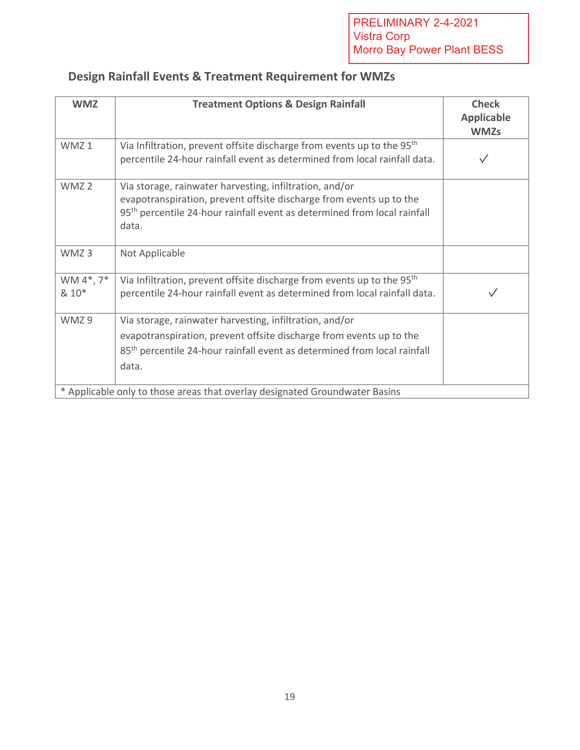PRELIMINARY 2-4-2021
Vistra Corp
Morro Bay Power Plant BESS

## Design Rainfall Events & Treatment Requirement for WMZs

| WMZ | Treatment Options & Design Rainfall | Check Applicable WMZs |
|---|---|---|
| WMZ 1 | Via Infiltration, prevent offsite discharge from events up to the 95$^{th}$ percentile 24-hour rainfall event as determined from local rainfall data. | ✓ |
| WMZ 2 | Via storage, rainwater harvesting, infiltration, and/or evapotranspiration, prevent offsite discharge from events up to the 95$^{th}$ percentile 24-hour rainfall event as determined from local rainfall data. | |
| WMZ 3 | Not Applicable | |
| WM 4*, 7* & 10* | Via Infiltration, prevent offsite discharge from events up to the 95$^{th}$ percentile 24-hour rainfall event as determined from local rainfall data. | ✓ |
| WMZ 9 | Via storage, rainwater harvesting, infiltration, and/or evapotranspiration, prevent offsite discharge from events up to the 85$^{th}$ percentile 24-hour rainfall event as determined from local rainfall data. | |

* Applicable only to those areas that overlay designated Groundwater Basins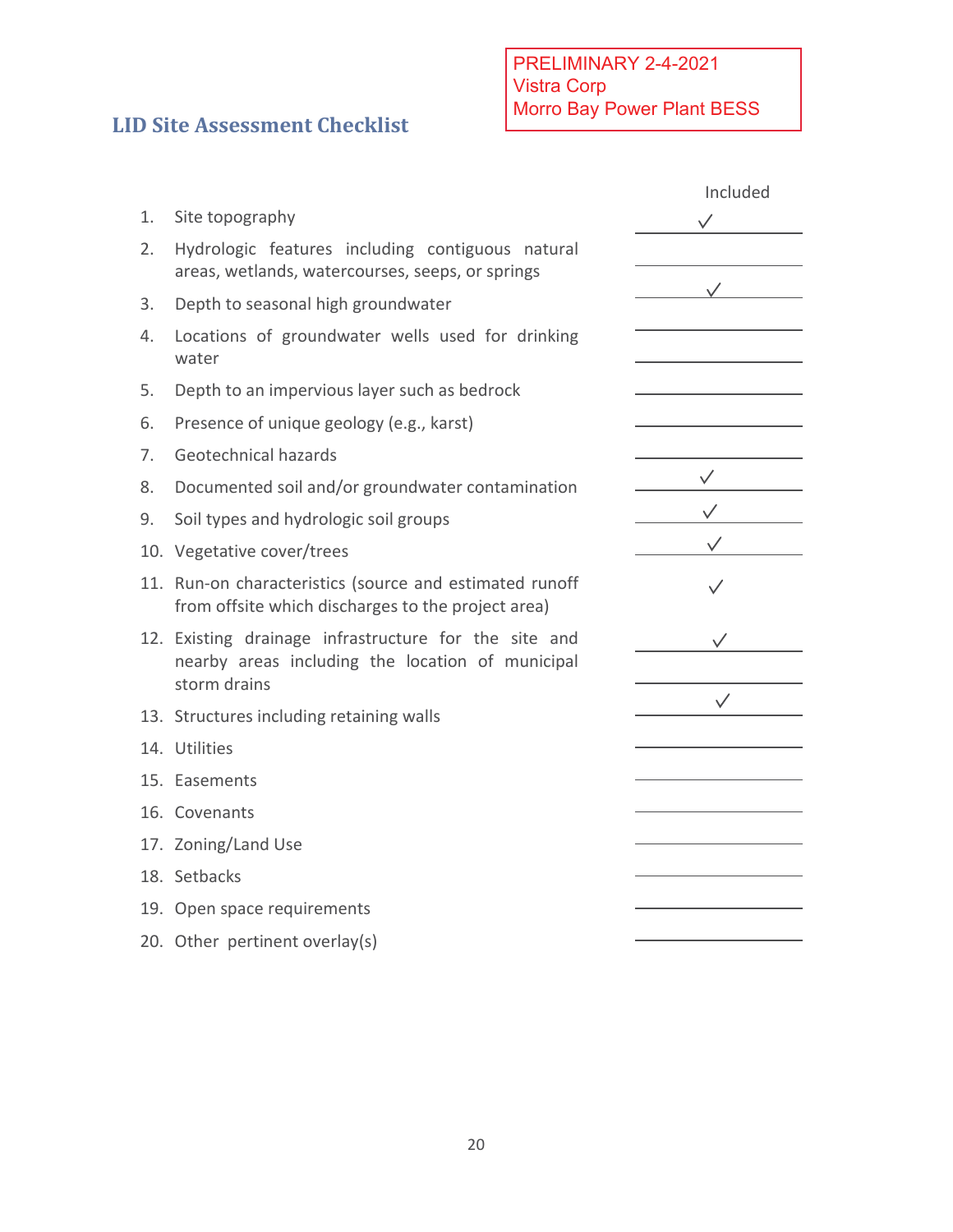PRELIMINARY 2-4-2021
Vistra Corp
Morro Bay Power Plant BESS

## LID Site Assessment Checklist

| | | Included |
|---|---|---|
| 1. | Site topography | ✓ |
| 2. | Hydrologic features including contiguous natural areas, wetlands, watercourses, seeps, or springs | |
| 3. | Depth to seasonal high groundwater | ✓ |
| 4. | Locations of groundwater wells used for drinking water | |
| 5. | Depth to an impervious layer such as bedrock | |
| 6. | Presence of unique geology (e.g., karst) | |
| 7. | Geotechnical hazards | |
| 8. | Documented soil and/or groundwater contamination | ✓ |
| 9. | Soil types and hydrologic soil groups | ✓ |
| 10. | Vegetative cover/trees | ✓ |
| 11. | Run-on characteristics (source and estimated runoff from offsite which discharges to the project area) | ✓ |
| 12. | Existing drainage infrastructure for the site and nearby areas including the location of municipal storm drains | ✓ |
| 13. | Structures including retaining walls | ✓ |
| 14. | Utilities | |
| 15. | Easements | |
| 16. | Covenants | |
| 17. | Zoning/Land Use | |
| 18. | Setbacks | |
| 19. | Open space requirements | |
| 20. | Other pertinent overlay(s) | |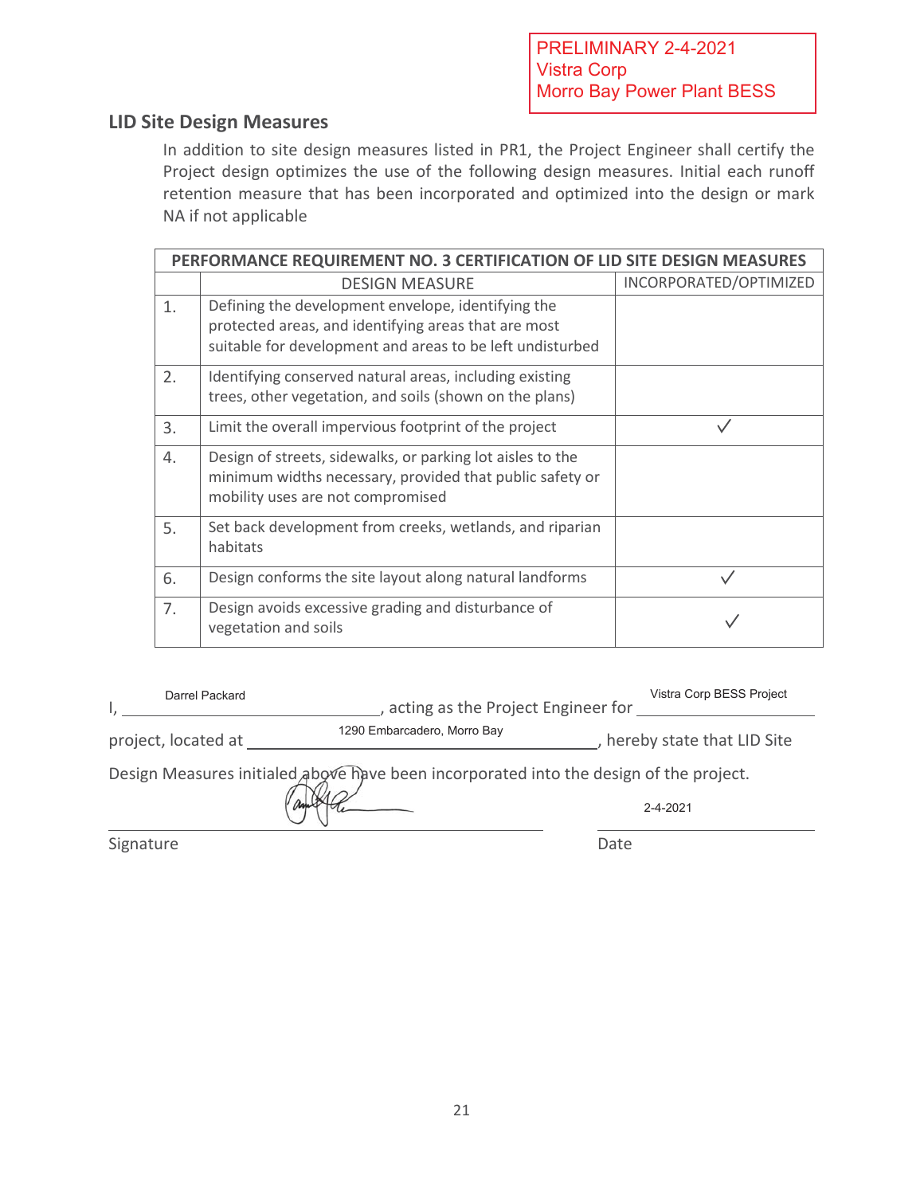PRELIMINARY 2-4-2021
Vistra Corp
Morro Bay Power Plant BESS

## LID Site Design Measures

In addition to site design measures listed in PR1, the Project Engineer shall certify the Project design optimizes the use of the following design measures. Initial each runoff retention measure that has been incorporated and optimized into the design or mark NA if not applicable

| PERFORMANCE REQUIREMENT NO. 3 CERTIFICATION OF LID SITE DESIGN MEASURES | | |
|---|---|---|
| | DESIGN MEASURE | INCORPORATED/OPTIMIZED |
| 1. | Defining the development envelope, identifying the protected areas, and identifying areas that are most suitable for development and areas to be left undisturbed | |
| 2. | Identifying conserved natural areas, including existing trees, other vegetation, and soils (shown on the plans) | |
| 3. | Limit the overall impervious footprint of the project | ✓ |
| 4. | Design of streets, sidewalks, or parking lot aisles to the minimum widths necessary, provided that public safety or mobility uses are not compromised | |
| 5. | Set back development from creeks, wetlands, and riparian habitats | |
| 6. | Design conforms the site layout along natural landforms | ✓ |
| 7. | Design avoids excessive grading and disturbance of vegetation and soils | ✓ |

I, Darrel Packard, acting as the Project Engineer for Vistra Corp BESS Project project, located at 1290 Embarcadero, Morro Bay, hereby state that LID Site Design Measures initialed above have been incorporated into the design of the project.

[Signature] 2-4-2021

Signature Date